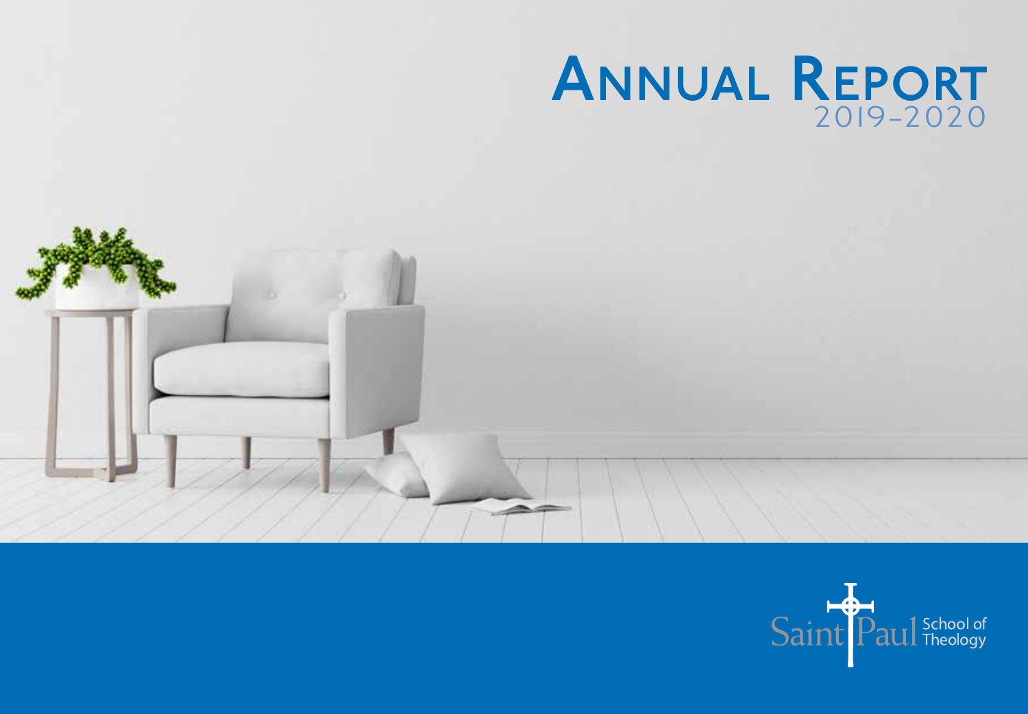# Annual Report
## 2019–2020

Saint Paul School of Theology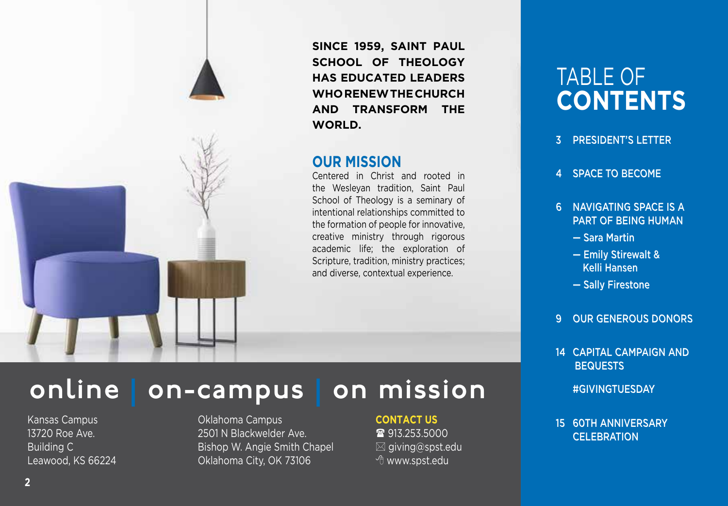**SINCE 1959, SAINT PAUL SCHOOL OF THEOLOGY HAS EDUCATED LEADERS WHO RENEW THE CHURCH AND TRANSFORM THE WORLD.**

## OUR MISSION

Centered in Christ and rooted in the Wesleyan tradition, Saint Paul School of Theology is a seminary of intentional relationships committed to the formation of people for innovative, creative ministry through rigorous academic life; the exploration of Scripture, tradition, ministry practices; and diverse, contextual experience.

# online | on-campus | on mission

Kansas Campus
13720 Roe Ave.
Building C
Leawood, KS 66224

Oklahoma Campus
2501 N Blackwelder Ave.
Bishop W. Angie Smith Chapel
Oklahoma City, OK 73106

**CONTACT US**
☎ 913.253.5000
✉ giving@spst.edu
www.spst.edu

# TABLE OF CONTENTS

- 3 PRESIDENT'S LETTER
- 4 SPACE TO BECOME
- 6 NAVIGATING SPACE IS A PART OF BEING HUMAN
  - — Sara Martin
  - — Emily Stirewalt & Kelli Hansen
  - — Sally Firestone
- 9 OUR GENEROUS DONORS
- 14 CAPITAL CAMPAIGN AND BEQUESTS
  - #GIVINGTUESDAY
- 15 60TH ANNIVERSARY CELEBRATION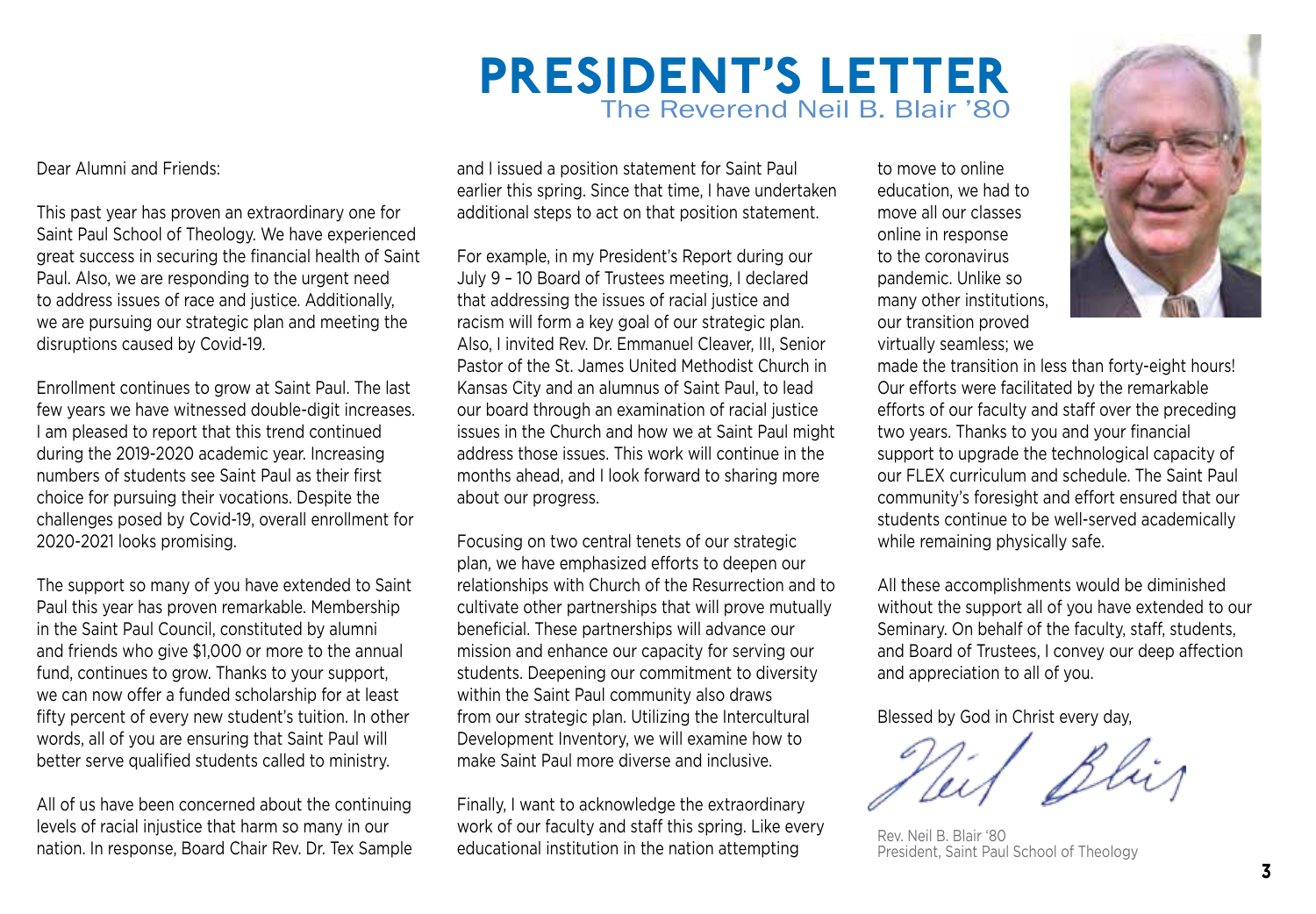# PRESIDENT'S LETTER

## The Reverend Neil B. Blair '80

Dear Alumni and Friends:

This past year has proven an extraordinary one for Saint Paul School of Theology. We have experienced great success in securing the financial health of Saint Paul. Also, we are responding to the urgent need to address issues of race and justice. Additionally, we are pursuing our strategic plan and meeting the disruptions caused by Covid-19.

Enrollment continues to grow at Saint Paul. The last few years we have witnessed double-digit increases. I am pleased to report that this trend continued during the 2019-2020 academic year. Increasing numbers of students see Saint Paul as their first choice for pursuing their vocations. Despite the challenges posed by Covid-19, overall enrollment for 2020-2021 looks promising.

The support so many of you have extended to Saint Paul this year has proven remarkable. Membership in the Saint Paul Council, constituted by alumni and friends who give $1,000 or more to the annual fund, continues to grow. Thanks to your support, we can now offer a funded scholarship for at least fifty percent of every new student's tuition. In other words, all of you are ensuring that Saint Paul will better serve qualified students called to ministry.

All of us have been concerned about the continuing levels of racial injustice that harm so many in our nation. In response, Board Chair Rev. Dr. Tex Sample and I issued a position statement for Saint Paul earlier this spring. Since that time, I have undertaken additional steps to act on that position statement.

For example, in my President's Report during our July 9 – 10 Board of Trustees meeting, I declared that addressing the issues of racial justice and racism will form a key goal of our strategic plan. Also, I invited Rev. Dr. Emmanuel Cleaver, III, Senior Pastor of the St. James United Methodist Church in Kansas City and an alumnus of Saint Paul, to lead our board through an examination of racial justice issues in the Church and how we at Saint Paul might address those issues. This work will continue in the months ahead, and I look forward to sharing more about our progress.

Focusing on two central tenets of our strategic plan, we have emphasized efforts to deepen our relationships with Church of the Resurrection and to cultivate other partnerships that will prove mutually beneficial. These partnerships will advance our mission and enhance our capacity for serving our students. Deepening our commitment to diversity within the Saint Paul community also draws from our strategic plan. Utilizing the Intercultural Development Inventory, we will examine how to make Saint Paul more diverse and inclusive.

Finally, I want to acknowledge the extraordinary work of our faculty and staff this spring. Like every educational institution in the nation attempting to move to online education, we had to move all our classes online in response to the coronavirus pandemic. Unlike so many other institutions, our transition proved virtually seamless; we made the transition in less than forty-eight hours! Our efforts were facilitated by the remarkable efforts of our faculty and staff over the preceding two years. Thanks to you and your financial support to upgrade the technological capacity of our FLEX curriculum and schedule. The Saint Paul community's foresight and effort ensured that our students continue to be well-served academically while remaining physically safe.

All these accomplishments would be diminished without the support all of you have extended to our Seminary. On behalf of the faculty, staff, students, and Board of Trustees, I convey our deep affection and appreciation to all of you.

Blessed by God in Christ every day,

Neil Blair

Rev. Neil B. Blair '80  
President, Saint Paul School of Theology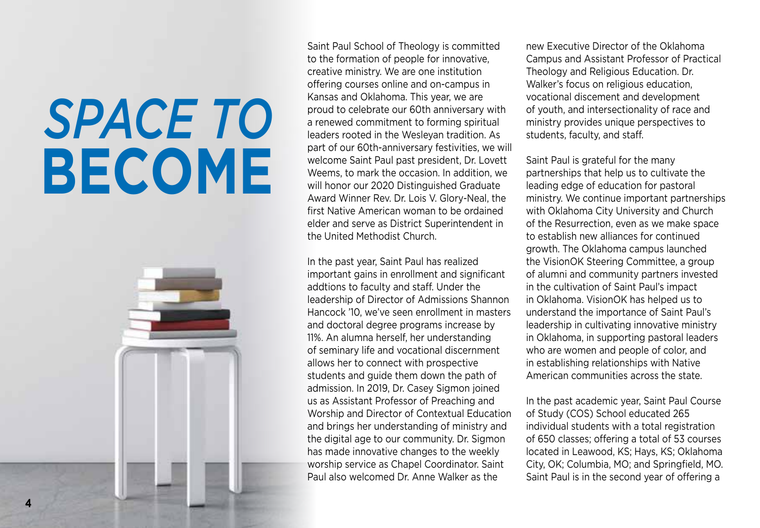# *SPACE TO* **BECOME**

Saint Paul School of Theology is committed to the formation of people for innovative, creative ministry. We are one institution offering courses online and on-campus in Kansas and Oklahoma. This year, we are proud to celebrate our 60th anniversary with a renewed commitment to forming spiritual leaders rooted in the Wesleyan tradition. As part of our 60th-anniversary festivities, we will welcome Saint Paul past president, Dr. Lovett Weems, to mark the occasion. In addition, we will honor our 2020 Distinguished Graduate Award Winner Rev. Dr. Lois V. Glory-Neal, the first Native American woman to be ordained elder and serve as District Superintendent in the United Methodist Church.

In the past year, Saint Paul has realized important gains in enrollment and significant addtions to faculty and staff. Under the leadership of Director of Admissions Shannon Hancock '10, we've seen enrollment in masters and doctoral degree programs increase by 11%. An alumna herself, her understanding of seminary life and vocational discernment allows her to connect with prospective students and guide them down the path of admission. In 2019, Dr. Casey Sigmon joined us as Assistant Professor of Preaching and Worship and Director of Contextual Education and brings her understanding of ministry and the digital age to our community. Dr. Sigmon has made innovative changes to the weekly worship service as Chapel Coordinator. Saint Paul also welcomed Dr. Anne Walker as the new Executive Director of the Oklahoma Campus and Assistant Professor of Practical Theology and Religious Education. Dr. Walker's focus on religious education, vocational discement and development of youth, and intersectionality of race and ministry provides unique perspectives to students, faculty, and staff.

Saint Paul is grateful for the many partnerships that help us to cultivate the leading edge of education for pastoral ministry. We continue important partnerships with Oklahoma City University and Church of the Resurrection, even as we make space to establish new alliances for continued growth. The Oklahoma campus launched the VisionOK Steering Committee, a group of alumni and community partners invested in the cultivation of Saint Paul's impact in Oklahoma. VisionOK has helped us to understand the importance of Saint Paul's leadership in cultivating innovative ministry in Oklahoma, in supporting pastoral leaders who are women and people of color, and in establishing relationships with Native American communities across the state.

In the past academic year, Saint Paul Course of Study (COS) School educated 265 individual students with a total registration of 650 classes; offering a total of 53 courses located in Leawood, KS; Hays, KS; Oklahoma City, OK; Columbia, MO; and Springfield, MO. Saint Paul is in the second year of offering a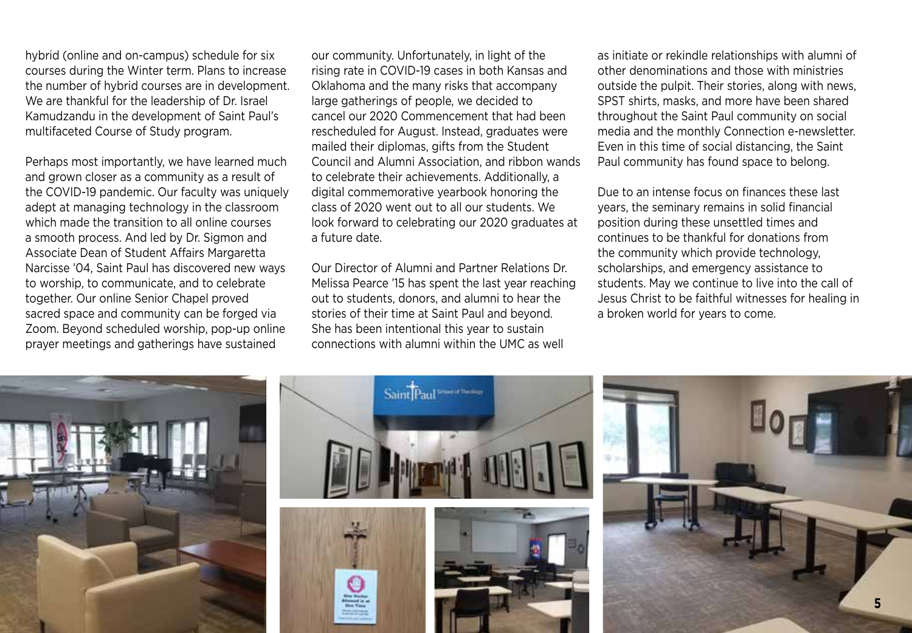hybrid (online and on-campus) schedule for six courses during the Winter term. Plans to increase the number of hybrid courses are in development. We are thankful for the leadership of Dr. Israel Kamudzandu in the development of Saint Paul's multifaceted Course of Study program.

Perhaps most importantly, we have learned much and grown closer as a community as a result of the COVID-19 pandemic. Our faculty was uniquely adept at managing technology in the classroom which made the transition to all online courses a smooth process. And led by Dr. Sigmon and Associate Dean of Student Affairs Margaretta Narcisse '04, Saint Paul has discovered new ways to worship, to communicate, and to celebrate together. Our online Senior Chapel proved sacred space and community can be forged via Zoom. Beyond scheduled worship, pop-up online prayer meetings and gatherings have sustained our community. Unfortunately, in light of the rising rate in COVID-19 cases in both Kansas and Oklahoma and the many risks that accompany large gatherings of people, we decided to cancel our 2020 Commencement that had been rescheduled for August. Instead, graduates were mailed their diplomas, gifts from the Student Council and Alumni Association, and ribbon wands to celebrate their achievements. Additionally, a digital commemorative yearbook honoring the class of 2020 went out to all our students. We look forward to celebrating our 2020 graduates at a future date.

Our Director of Alumni and Partner Relations Dr. Melissa Pearce '15 has spent the last year reaching out to students, donors, and alumni to hear the stories of their time at Saint Paul and beyond. She has been intentional this year to sustain connections with alumni within the UMC as well as initiate or rekindle relationships with alumni of other denominations and those with ministries outside the pulpit. Their stories, along with news, SPST shirts, masks, and more have been shared throughout the Saint Paul community on social media and the monthly Connection e-newsletter. Even in this time of social distancing, the Saint Paul community has found space to belong.

Due to an intense focus on finances these last years, the seminary remains in solid financial position during these unsettled times and continues to be thankful for donations from the community which provide technology, scholarships, and emergency assistance to students. May we continue to live into the call of Jesus Christ to be faithful witnesses for healing in a broken world for years to come.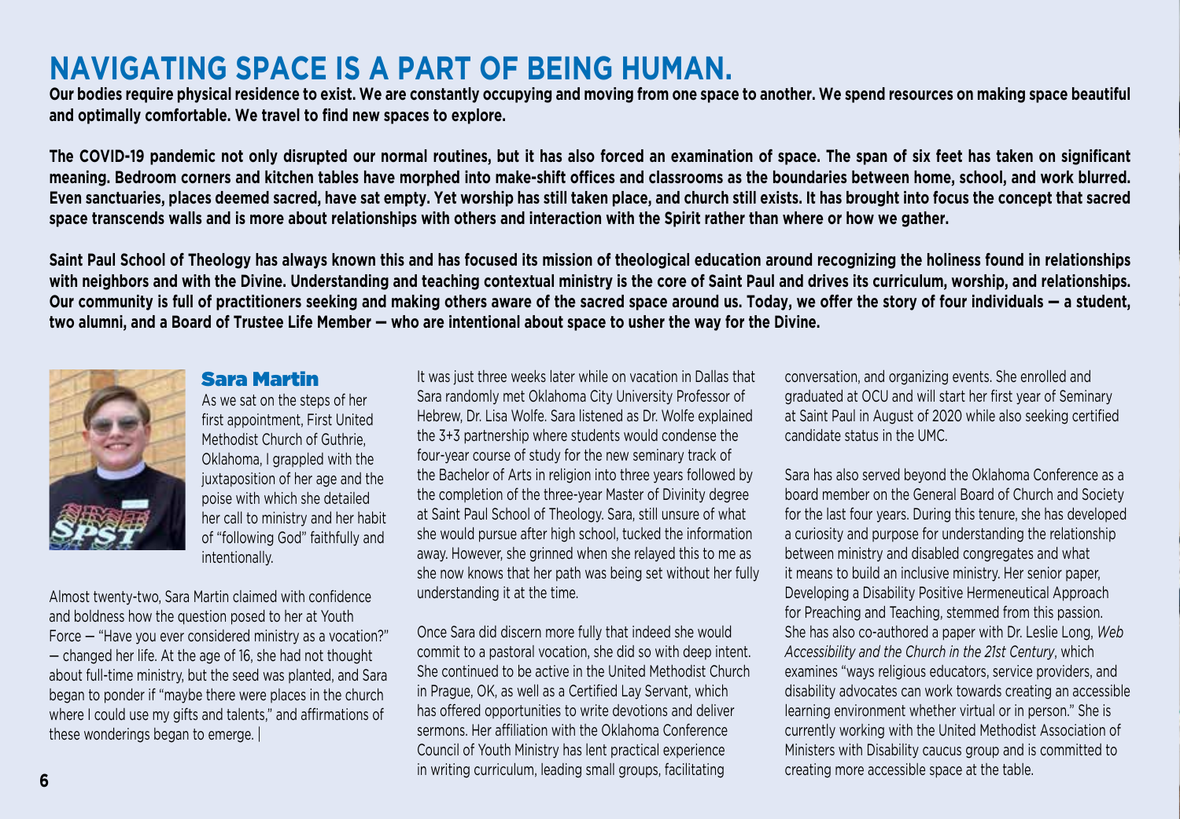# NAVIGATING SPACE IS A PART OF BEING HUMAN.

**Our bodies require physical residence to exist. We are constantly occupying and moving from one space to another. We spend resources on making space beautiful and optimally comfortable. We travel to find new spaces to explore.**

**The COVID-19 pandemic not only disrupted our normal routines, but it has also forced an examination of space. The span of six feet has taken on significant meaning. Bedroom corners and kitchen tables have morphed into make-shift offices and classrooms as the boundaries between home, school, and work blurred. Even sanctuaries, places deemed sacred, have sat empty. Yet worship has still taken place, and church still exists. It has brought into focus the concept that sacred space transcends walls and is more about relationships with others and interaction with the Spirit rather than where or how we gather.**

**Saint Paul School of Theology has always known this and has focused its mission of theological education around recognizing the holiness found in relationships with neighbors and with the Divine. Understanding and teaching contextual ministry is the core of Saint Paul and drives its curriculum, worship, and relationships. Our community is full of practitioners seeking and making others aware of the sacred space around us. Today, we offer the story of four individuals — a student, two alumni, and a Board of Trustee Life Member — who are intentional about space to usher the way for the Divine.**

## Sara Martin

As we sat on the steps of her first appointment, First United Methodist Church of Guthrie, Oklahoma, I grappled with the juxtaposition of her age and the poise with which she detailed her call to ministry and her habit of "following God" faithfully and intentionally.

Almost twenty-two, Sara Martin claimed with confidence and boldness how the question posed to her at Youth Force — "Have you ever considered ministry as a vocation?" — changed her life. At the age of 16, she had not thought about full-time ministry, but the seed was planted, and Sara began to ponder if "maybe there were places in the church where I could use my gifts and talents," and affirmations of these wonderings began to emerge. |

It was just three weeks later while on vacation in Dallas that Sara randomly met Oklahoma City University Professor of Hebrew, Dr. Lisa Wolfe. Sara listened as Dr. Wolfe explained the 3+3 partnership where students would condense the four-year course of study for the new seminary track of the Bachelor of Arts in religion into three years followed by the completion of the three-year Master of Divinity degree at Saint Paul School of Theology. Sara, still unsure of what she would pursue after high school, tucked the information away. However, she grinned when she relayed this to me as she now knows that her path was being set without her fully understanding it at the time.

Once Sara did discern more fully that indeed she would commit to a pastoral vocation, she did so with deep intent. She continued to be active in the United Methodist Church in Prague, OK, as well as a Certified Lay Servant, which has offered opportunities to write devotions and deliver sermons. Her affiliation with the Oklahoma Conference Council of Youth Ministry has lent practical experience in writing curriculum, leading small groups, facilitating conversation, and organizing events. She enrolled and graduated at OCU and will start her first year of Seminary at Saint Paul in August of 2020 while also seeking certified candidate status in the UMC.

Sara has also served beyond the Oklahoma Conference as a board member on the General Board of Church and Society for the last four years. During this tenure, she has developed a curiosity and purpose for understanding the relationship between ministry and disabled congregates and what it means to build an inclusive ministry. Her senior paper, Developing a Disability Positive Hermeneutical Approach for Preaching and Teaching, stemmed from this passion. She has also co-authored a paper with Dr. Leslie Long, *Web Accessibility and the Church in the 21st Century*, which examines "ways religious educators, service providers, and disability advocates can work towards creating an accessible learning environment whether virtual or in person." She is currently working with the United Methodist Association of Ministers with Disability caucus group and is committed to creating more accessible space at the table.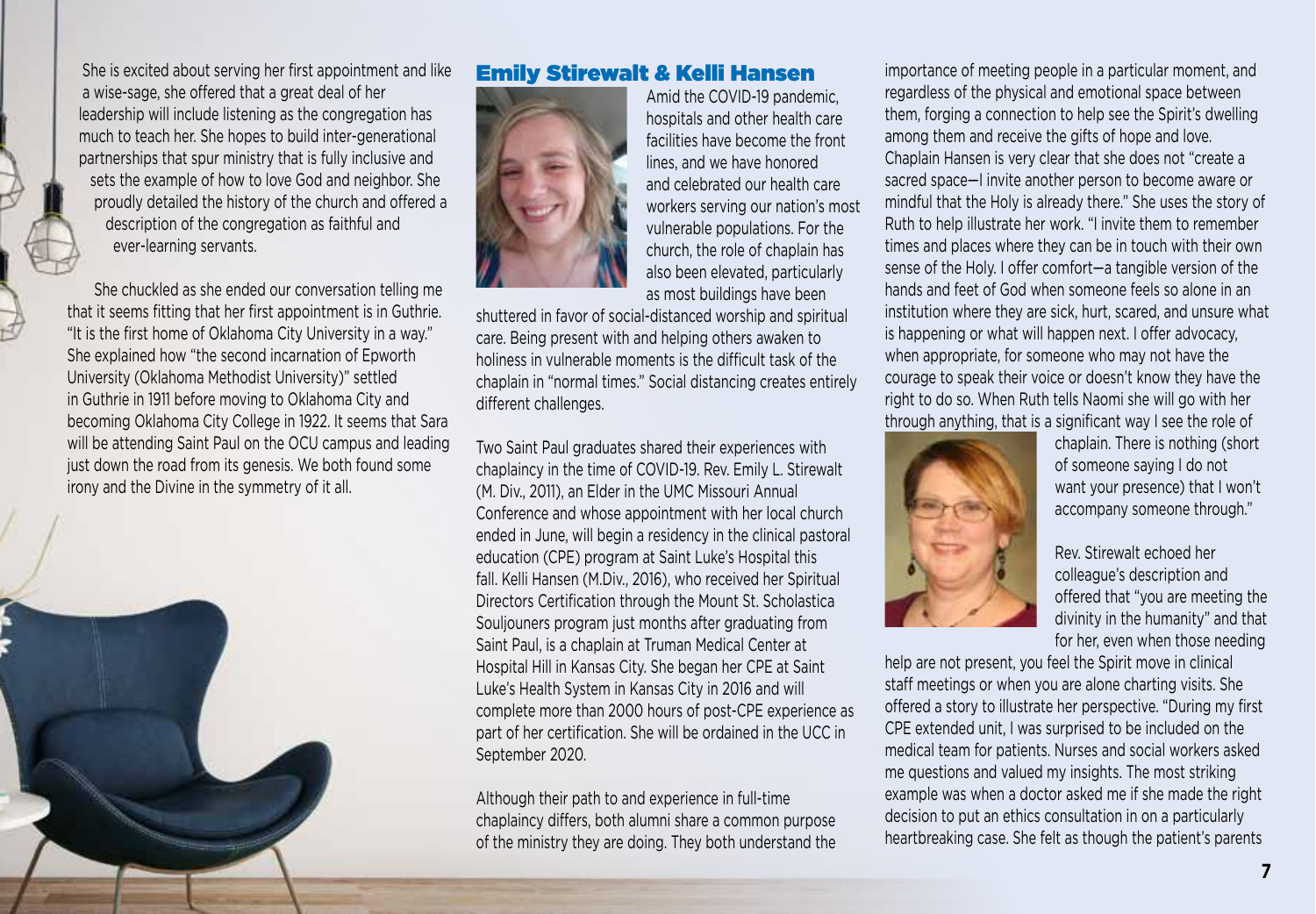She is excited about serving her first appointment and like a wise-sage, she offered that a great deal of her leadership will include listening as the congregation has much to teach her. She hopes to build inter-generational partnerships that spur ministry that is fully inclusive and sets the example of how to love God and neighbor. She proudly detailed the history of the church and offered a description of the congregation as faithful and ever-learning servants.

She chuckled as she ended our conversation telling me that it seems fitting that her first appointment is in Guthrie. "It is the first home of Oklahoma City University in a way." She explained how "the second incarnation of Epworth University (Oklahoma Methodist University)" settled in Guthrie in 1911 before moving to Oklahoma City and becoming Oklahoma City College in 1922. It seems that Sara will be attending Saint Paul on the OCU campus and leading just down the road from its genesis. We both found some irony and the Divine in the symmetry of it all.

## Emily Stirewalt & Kelli Hansen

Amid the COVID-19 pandemic, hospitals and other health care facilities have become the front lines, and we have honored and celebrated our health care workers serving our nation's most vulnerable populations. For the church, the role of chaplain has also been elevated, particularly as most buildings have been shuttered in favor of social-distanced worship and spiritual care. Being present with and helping others awaken to holiness in vulnerable moments is the difficult task of the chaplain in "normal times." Social distancing creates entirely different challenges.

Two Saint Paul graduates shared their experiences with chaplaincy in the time of COVID-19. Rev. Emily L. Stirewalt (M. Div., 2011), an Elder in the UMC Missouri Annual Conference and whose appointment with her local church ended in June, will begin a residency in the clinical pastoral education (CPE) program at Saint Luke's Hospital this fall. Kelli Hansen (M.Div., 2016), who received her Spiritual Directors Certification through the Mount St. Scholastica Souljouners program just months after graduating from Saint Paul, is a chaplain at Truman Medical Center at Hospital Hill in Kansas City. She began her CPE at Saint Luke's Health System in Kansas City in 2016 and will complete more than 2000 hours of post-CPE experience as part of her certification. She will be ordained in the UCC in September 2020.

Although their path to and experience in full-time chaplaincy differs, both alumni share a common purpose of the ministry they are doing. They both understand the importance of meeting people in a particular moment, and regardless of the physical and emotional space between them, forging a connection to help see the Spirit's dwelling among them and receive the gifts of hope and love. Chaplain Hansen is very clear that she does not "create a sacred space—I invite another person to become aware or mindful that the Holy is already there." She uses the story of Ruth to help illustrate her work. "I invite them to remember times and places where they can be in touch with their own sense of the Holy. I offer comfort—a tangible version of the hands and feet of God when someone feels so alone in an institution where they are sick, hurt, scared, and unsure what is happening or what will happen next. I offer advocacy, when appropriate, for someone who may not have the courage to speak their voice or doesn't know they have the right to do so. When Ruth tells Naomi she will go with her through anything, that is a significant way I see the role of chaplain. There is nothing (short of someone saying I do not want your presence) that I won't accompany someone through."

Rev. Stirewalt echoed her colleague's description and offered that "you are meeting the divinity in the humanity" and that for her, even when those needing help are not present, you feel the Spirit move in clinical staff meetings or when you are alone charting visits. She offered a story to illustrate her perspective. "During my first CPE extended unit, I was surprised to be included on the medical team for patients. Nurses and social workers asked me questions and valued my insights. The most striking example was when a doctor asked me if she made the right decision to put an ethics consultation in on a particularly heartbreaking case. She felt as though the patient's parents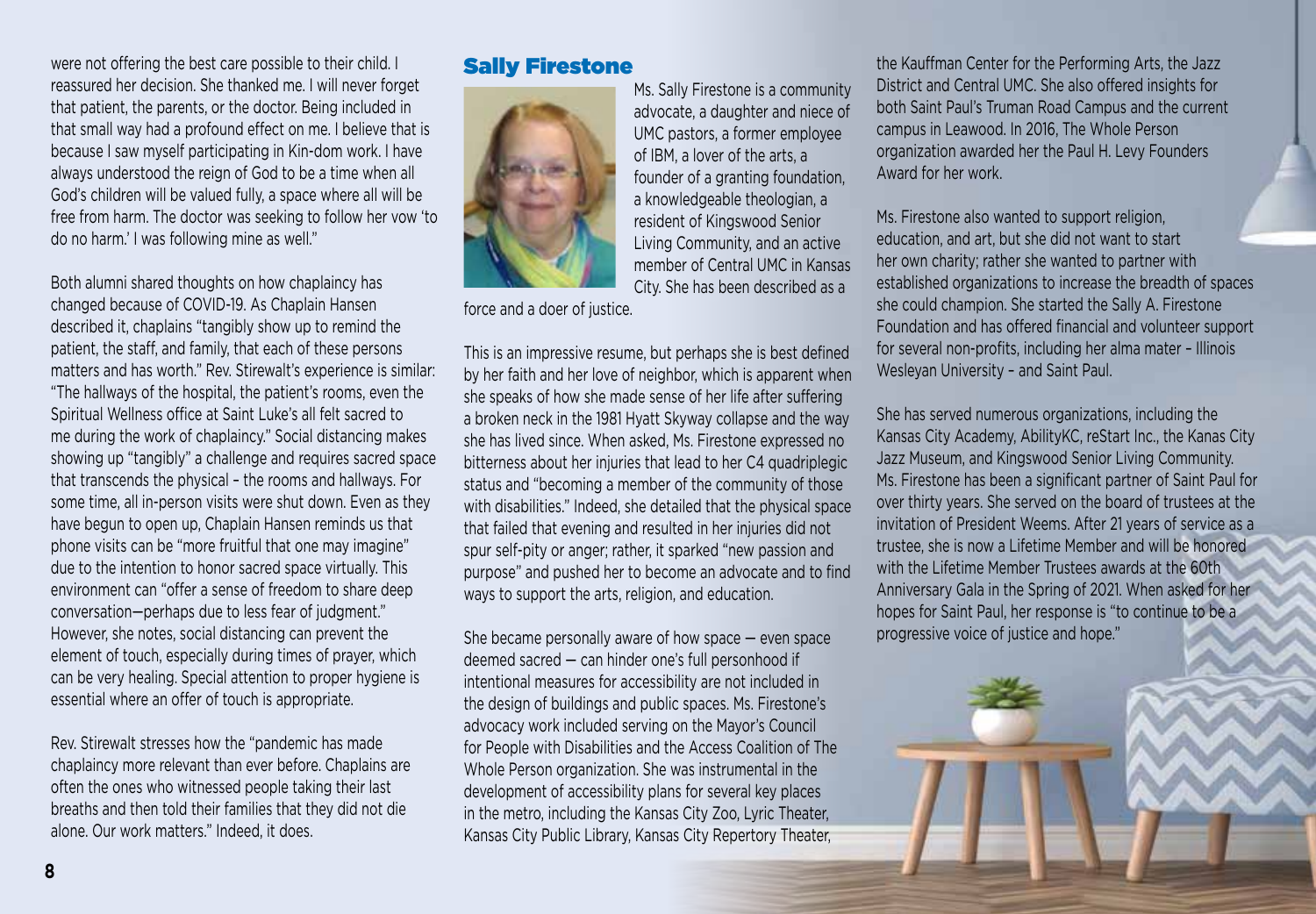were not offering the best care possible to their child. I reassured her decision. She thanked me. I will never forget that patient, the parents, or the doctor. Being included in that small way had a profound effect on me. I believe that is because I saw myself participating in Kin-dom work. I have always understood the reign of God to be a time when all God's children will be valued fully, a space where all will be free from harm. The doctor was seeking to follow her vow 'to do no harm.' I was following mine as well."

Both alumni shared thoughts on how chaplaincy has changed because of COVID-19. As Chaplain Hansen described it, chaplains "tangibly show up to remind the patient, the staff, and family, that each of these persons matters and has worth." Rev. Stirewalt's experience is similar: "The hallways of the hospital, the patient's rooms, even the Spiritual Wellness office at Saint Luke's all felt sacred to me during the work of chaplaincy." Social distancing makes showing up "tangibly" a challenge and requires sacred space that transcends the physical – the rooms and hallways. For some time, all in-person visits were shut down. Even as they have begun to open up, Chaplain Hansen reminds us that phone visits can be "more fruitful that one may imagine" due to the intention to honor sacred space virtually. This environment can "offer a sense of freedom to share deep conversation—perhaps due to less fear of judgment." However, she notes, social distancing can prevent the element of touch, especially during times of prayer, which can be very healing. Special attention to proper hygiene is essential where an offer of touch is appropriate.

Rev. Stirewalt stresses how the "pandemic has made chaplaincy more relevant than ever before. Chaplains are often the ones who witnessed people taking their last breaths and then told their families that they did not die alone. Our work matters." Indeed, it does.

## Sally Firestone

Ms. Sally Firestone is a community advocate, a daughter and niece of UMC pastors, a former employee of IBM, a lover of the arts, a founder of a granting foundation, a knowledgeable theologian, a resident of Kingswood Senior Living Community, and an active member of Central UMC in Kansas City. She has been described as a force and a doer of justice.

This is an impressive resume, but perhaps she is best defined by her faith and her love of neighbor, which is apparent when she speaks of how she made sense of her life after suffering a broken neck in the 1981 Hyatt Skyway collapse and the way she has lived since. When asked, Ms. Firestone expressed no bitterness about her injuries that lead to her C4 quadriplegic status and "becoming a member of the community of those with disabilities." Indeed, she detailed that the physical space that failed that evening and resulted in her injuries did not spur self-pity or anger; rather, it sparked "new passion and purpose" and pushed her to become an advocate and to find ways to support the arts, religion, and education.

She became personally aware of how space — even space deemed sacred — can hinder one's full personhood if intentional measures for accessibility are not included in the design of buildings and public spaces. Ms. Firestone's advocacy work included serving on the Mayor's Council for People with Disabilities and the Access Coalition of The Whole Person organization. She was instrumental in the development of accessibility plans for several key places in the metro, including the Kansas City Zoo, Lyric Theater, Kansas City Public Library, Kansas City Repertory Theater, the Kauffman Center for the Performing Arts, the Jazz District and Central UMC. She also offered insights for both Saint Paul's Truman Road Campus and the current campus in Leawood. In 2016, The Whole Person organization awarded her the Paul H. Levy Founders Award for her work.

Ms. Firestone also wanted to support religion, education, and art, but she did not want to start her own charity; rather she wanted to partner with established organizations to increase the breadth of spaces she could champion. She started the Sally A. Firestone Foundation and has offered financial and volunteer support for several non-profits, including her alma mater – Illinois Wesleyan University – and Saint Paul.

She has served numerous organizations, including the Kansas City Academy, AbilityKC, reStart Inc., the Kanas City Jazz Museum, and Kingswood Senior Living Community. Ms. Firestone has been a significant partner of Saint Paul for over thirty years. She served on the board of trustees at the invitation of President Weems. After 21 years of service as a trustee, she is now a Lifetime Member and will be honored with the Lifetime Member Trustees awards at the 60th Anniversary Gala in the Spring of 2021. When asked for her hopes for Saint Paul, her response is "to continue to be a progressive voice of justice and hope."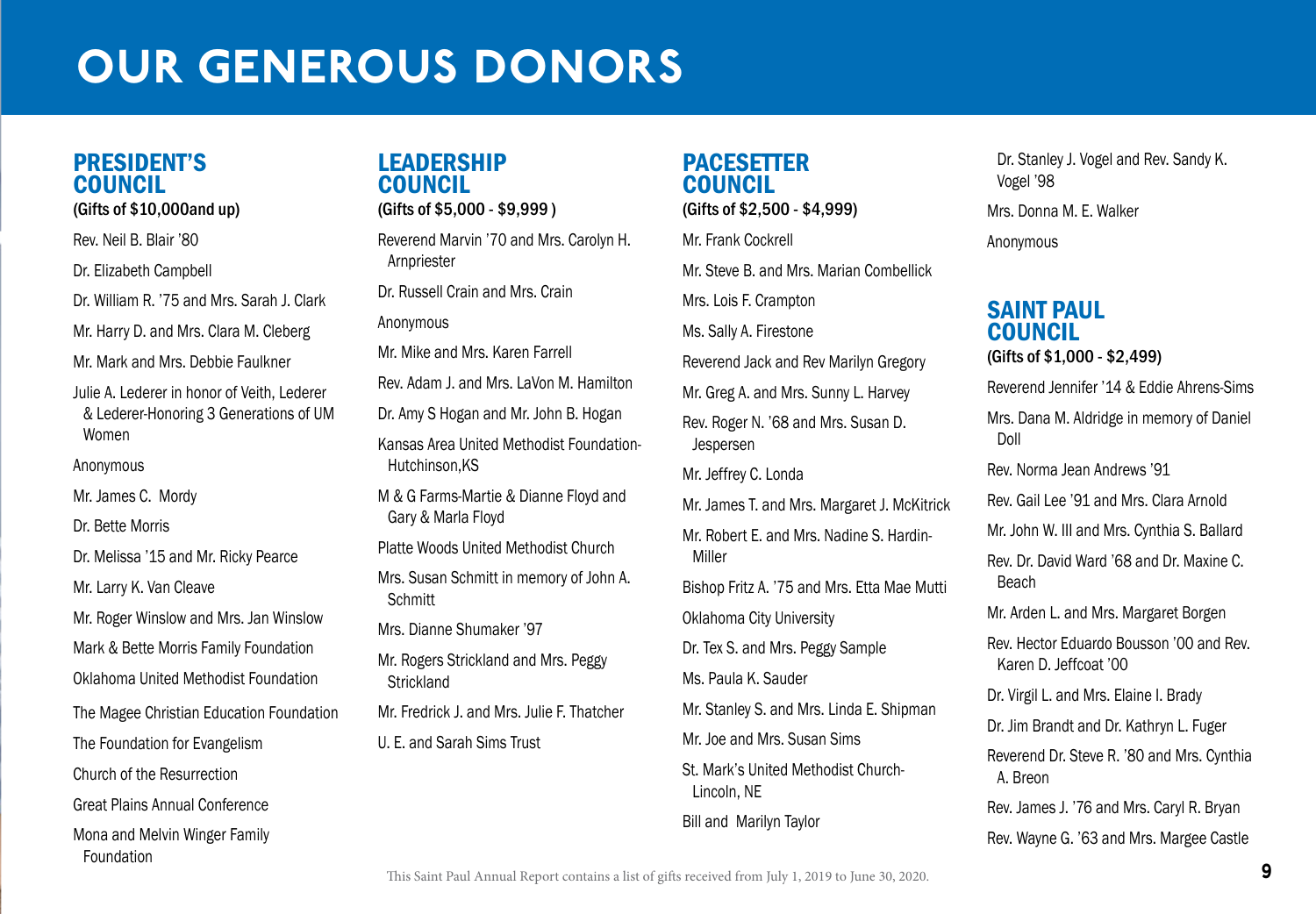# OUR GENEROUS DONORS

## PRESIDENT'S COUNCIL

(Gifts of $10,000and up)

Rev. Neil B. Blair '80

Dr. Elizabeth Campbell

Dr. William R. '75 and Mrs. Sarah J. Clark

Mr. Harry D. and Mrs. Clara M. Cleberg

Mr. Mark and Mrs. Debbie Faulkner

Julie A. Lederer in honor of Veith, Lederer & Lederer-Honoring 3 Generations of UM Women

Anonymous

Mr. James C. Mordy

Dr. Bette Morris

Dr. Melissa '15 and Mr. Ricky Pearce

Mr. Larry K. Van Cleave

Mr. Roger Winslow and Mrs. Jan Winslow

Mark & Bette Morris Family Foundation

Oklahoma United Methodist Foundation

The Magee Christian Education Foundation

The Foundation for Evangelism

Church of the Resurrection

Great Plains Annual Conference

Mona and Melvin Winger Family Foundation

## LEADERSHIP COUNCIL

(Gifts of $5,000 - $9,999 )

Reverend Marvin '70 and Mrs. Carolyn H. Arnpriester

Dr. Russell Crain and Mrs. Crain

Anonymous

Mr. Mike and Mrs. Karen Farrell

Rev. Adam J. and Mrs. LaVon M. Hamilton

Dr. Amy S Hogan and Mr. John B. Hogan

Kansas Area United Methodist Foundation-Hutchinson,KS

M & G Farms-Martie & Dianne Floyd and Gary & Marla Floyd

Platte Woods United Methodist Church

Mrs. Susan Schmitt in memory of John A. Schmitt

Mrs. Dianne Shumaker '97

Mr. Rogers Strickland and Mrs. Peggy Strickland

Mr. Fredrick J. and Mrs. Julie F. Thatcher

U. E. and Sarah Sims Trust

## PACESETTER COUNCIL

(Gifts of $2,500 - $4,999)

Mr. Frank Cockrell

Mr. Steve B. and Mrs. Marian Combellick

Mrs. Lois F. Crampton

Ms. Sally A. Firestone

Reverend Jack and Rev Marilyn Gregory

Mr. Greg A. and Mrs. Sunny L. Harvey

Rev. Roger N. '68 and Mrs. Susan D. Jespersen

Mr. Jeffrey C. Londa

Mr. James T. and Mrs. Margaret J. McKitrick

Mr. Robert E. and Mrs. Nadine S. Hardin-Miller

Bishop Fritz A. '75 and Mrs. Etta Mae Mutti

Oklahoma City University

Dr. Tex S. and Mrs. Peggy Sample

Ms. Paula K. Sauder

Mr. Stanley S. and Mrs. Linda E. Shipman

Mr. Joe and Mrs. Susan Sims

St. Mark's United Methodist Church-Lincoln, NE

Bill and Marilyn Taylor

Dr. Stanley J. Vogel and Rev. Sandy K. Vogel '98

Mrs. Donna M. E. Walker

Anonymous

## SAINT PAUL COUNCIL

(Gifts of $1,000 - $2,499)

Reverend Jennifer '14 & Eddie Ahrens-Sims

Mrs. Dana M. Aldridge in memory of Daniel Doll

Rev. Norma Jean Andrews '91

Rev. Gail Lee '91 and Mrs. Clara Arnold

Mr. John W. III and Mrs. Cynthia S. Ballard

Rev. Dr. David Ward '68 and Dr. Maxine C. Beach

Mr. Arden L. and Mrs. Margaret Borgen

Rev. Hector Eduardo Bousson '00 and Rev. Karen D. Jeffcoat '00

Dr. Virgil L. and Mrs. Elaine I. Brady

Dr. Jim Brandt and Dr. Kathryn L. Fuger

Reverend Dr. Steve R. '80 and Mrs. Cynthia A. Breon

Rev. James J. '76 and Mrs. Caryl R. Bryan

Rev. Wayne G. '63 and Mrs. Margee Castle

This Saint Paul Annual Report contains a list of gifts received from July 1, 2019 to June 30, 2020.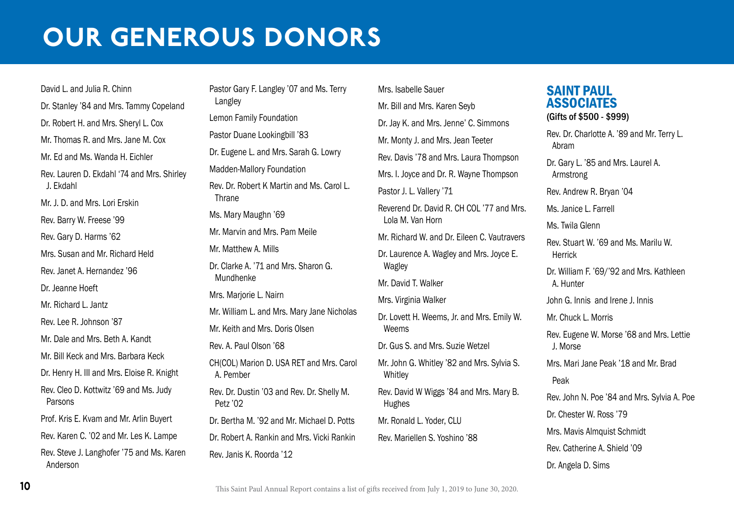# OUR GENEROUS DONORS

David L. and Julia R. Chinn

Dr. Stanley '84 and Mrs. Tammy Copeland

Dr. Robert H. and Mrs. Sheryl L. Cox

Mr. Thomas R. and Mrs. Jane M. Cox

Mr. Ed and Ms. Wanda H. Eichler

Rev. Lauren D. Ekdahl '74 and Mrs. Shirley J. Ekdahl

Mr. J. D. and Mrs. Lori Erskin

Rev. Barry W. Freese '99

Rev. Gary D. Harms '62

Mrs. Susan and Mr. Richard Held

Rev. Janet A. Hernandez '96

Dr. Jeanne Hoeft

Mr. Richard L. Jantz

Rev. Lee R. Johnson '87

Mr. Dale and Mrs. Beth A. Kandt

Mr. Bill Keck and Mrs. Barbara Keck

Dr. Henry H. III and Mrs. Eloise R. Knight

Rev. Cleo D. Kottwitz '69 and Ms. Judy Parsons

Prof. Kris E. Kvam and Mr. Arlin Buyert

Rev. Karen C. '02 and Mr. Les K. Lampe

Rev. Steve J. Langhofer '75 and Ms. Karen Anderson

Pastor Gary F. Langley '07 and Ms. Terry Langley

Lemon Family Foundation

Pastor Duane Lookingbill '83

Dr. Eugene L. and Mrs. Sarah G. Lowry

Madden-Mallory Foundation

Rev. Dr. Robert K Martin and Ms. Carol L. Thrane

Ms. Mary Maughn '69

Mr. Marvin and Mrs. Pam Meile

Mr. Matthew A. Mills

Dr. Clarke A. '71 and Mrs. Sharon G. Mundhenke

Mrs. Marjorie L. Nairn

Mr. William L. and Mrs. Mary Jane Nicholas

Mr. Keith and Mrs. Doris Olsen

Rev. A. Paul Olson '68

CH(COL) Marion D. USA RET and Mrs. Carol A. Pember

Rev. Dr. Dustin '03 and Rev. Dr. Shelly M. Petz '02

Dr. Bertha M. '92 and Mr. Michael D. Potts

Dr. Robert A. Rankin and Mrs. Vicki Rankin

Rev. Janis K. Roorda '12

Mrs. Isabelle Sauer

Mr. Bill and Mrs. Karen Seyb

Dr. Jay K. and Mrs. Jenne' C. Simmons

Mr. Monty J. and Mrs. Jean Teeter

Rev. Davis '78 and Mrs. Laura Thompson

Mrs. I. Joyce and Dr. R. Wayne Thompson

Pastor J. L. Vallery '71

Reverend Dr. David R. CH COL '77 and Mrs. Lola M. Van Horn

Mr. Richard W. and Dr. Eileen C. Vautravers

Dr. Laurence A. Wagley and Mrs. Joyce E. Wagley

Mr. David T. Walker

Mrs. Virginia Walker

Dr. Lovett H. Weems, Jr. and Mrs. Emily W. Weems

Dr. Gus S. and Mrs. Suzie Wetzel

Mr. John G. Whitley '82 and Mrs. Sylvia S. Whitley

Rev. David W Wiggs '84 and Mrs. Mary B. Hughes

Mr. Ronald L. Yoder, CLU

Rev. Mariellen S. Yoshino '88

## SAINT PAUL ASSOCIATES

**(Gifts of $500 - $999)**

Rev. Dr. Charlotte A. '89 and Mr. Terry L. Abram

Dr. Gary L. '85 and Mrs. Laurel A. Armstrong

Rev. Andrew R. Bryan '04

Ms. Janice L. Farrell

Ms. Twila Glenn

Rev. Stuart W. '69 and Ms. Marilu W. Herrick

Dr. William F. '69/'92 and Mrs. Kathleen A. Hunter

John G. Innis and Irene J. Innis

Mr. Chuck L. Morris

Rev. Eugene W. Morse '68 and Mrs. Lettie J. Morse

Mrs. Mari Jane Peak '18 and Mr. Brad Peak

Rev. John N. Poe '84 and Mrs. Sylvia A. Poe

Dr. Chester W. Ross '79

Mrs. Mavis Almquist Schmidt

Rev. Catherine A. Shield '09

Dr. Angela D. Sims

This Saint Paul Annual Report contains a list of gifts received from July 1, 2019 to June 30, 2020.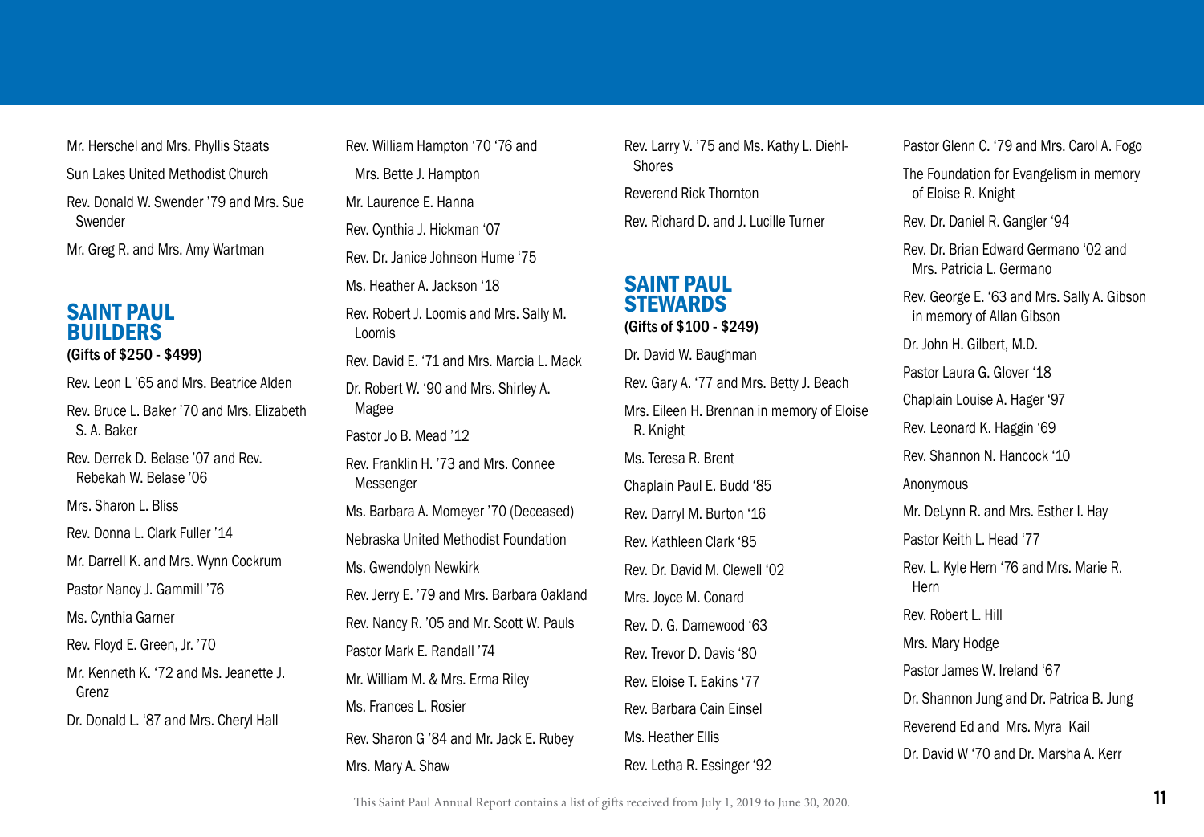Mr. Herschel and Mrs. Phyllis Staats

Sun Lakes United Methodist Church

Rev. Donald W. Swender '79 and Mrs. Sue Swender

Mr. Greg R. and Mrs. Amy Wartman

## SAINT PAUL BUILDERS

(Gifts of $250 - $499)

Rev. Leon L '65 and Mrs. Beatrice Alden

Rev. Bruce L. Baker '70 and Mrs. Elizabeth S. A. Baker

Rev. Derrek D. Belase '07 and Rev. Rebekah W. Belase '06

Mrs. Sharon L. Bliss

Rev. Donna L. Clark Fuller '14

Mr. Darrell K. and Mrs. Wynn Cockrum

Pastor Nancy J. Gammill '76

Ms. Cynthia Garner

Rev. Floyd E. Green, Jr. '70

Mr. Kenneth K. '72 and Ms. Jeanette J. Grenz

Dr. Donald L. '87 and Mrs. Cheryl Hall

Rev. William Hampton '70 '76 and Mrs. Bette J. Hampton

Mr. Laurence E. Hanna

Rev. Cynthia J. Hickman '07

Rev. Dr. Janice Johnson Hume '75

Ms. Heather A. Jackson '18

Rev. Robert J. Loomis and Mrs. Sally M. Loomis

Rev. David E. '71 and Mrs. Marcia L. Mack

Dr. Robert W. '90 and Mrs. Shirley A. Magee

Pastor Jo B. Mead '12

Rev. Franklin H. '73 and Mrs. Connee Messenger

Ms. Barbara A. Momeyer '70 (Deceased)

Nebraska United Methodist Foundation

Ms. Gwendolyn Newkirk

Rev. Jerry E. '79 and Mrs. Barbara Oakland

Rev. Nancy R. '05 and Mr. Scott W. Pauls

Pastor Mark E. Randall '74

Mr. William M. & Mrs. Erma Riley

Ms. Frances L. Rosier

Rev. Sharon G '84 and Mr. Jack E. Rubey

Mrs. Mary A. Shaw

Rev. Larry V. '75 and Ms. Kathy L. Diehl-Shores

Reverend Rick Thornton

Rev. Richard D. and J. Lucille Turner

## SAINT PAUL STEWARDS

(Gifts of $100 - $249)

Dr. David W. Baughman

Rev. Gary A. '77 and Mrs. Betty J. Beach

Mrs. Eileen H. Brennan in memory of Eloise R. Knight

Ms. Teresa R. Brent

Chaplain Paul E. Budd '85

Rev. Darryl M. Burton '16

Rev. Kathleen Clark '85

Rev. Dr. David M. Clewell '02

Mrs. Joyce M. Conard

Rev. D. G. Damewood '63

Rev. Trevor D. Davis '80

Rev. Eloise T. Eakins '77

Rev. Barbara Cain Einsel

Ms. Heather Ellis

Rev. Letha R. Essinger '92

Pastor Glenn C. '79 and Mrs. Carol A. Fogo

The Foundation for Evangelism in memory of Eloise R. Knight

Rev. Dr. Daniel R. Gangler '94

Rev. Dr. Brian Edward Germano '02 and Mrs. Patricia L. Germano

Rev. George E. '63 and Mrs. Sally A. Gibson in memory of Allan Gibson

Dr. John H. Gilbert, M.D.

Pastor Laura G. Glover '18

Chaplain Louise A. Hager '97

Rev. Leonard K. Haggin '69

Rev. Shannon N. Hancock '10

Anonymous

Mr. DeLynn R. and Mrs. Esther I. Hay

Pastor Keith L. Head '77

Rev. L. Kyle Hern '76 and Mrs. Marie R. Hern

Rev. Robert L. Hill

Mrs. Mary Hodge

Pastor James W. Ireland '67

Dr. Shannon Jung and Dr. Patrica B. Jung

Reverend Ed and Mrs. Myra Kail

Dr. David W '70 and Dr. Marsha A. Kerr

This Saint Paul Annual Report contains a list of gifts received from July 1, 2019 to June 30, 2020.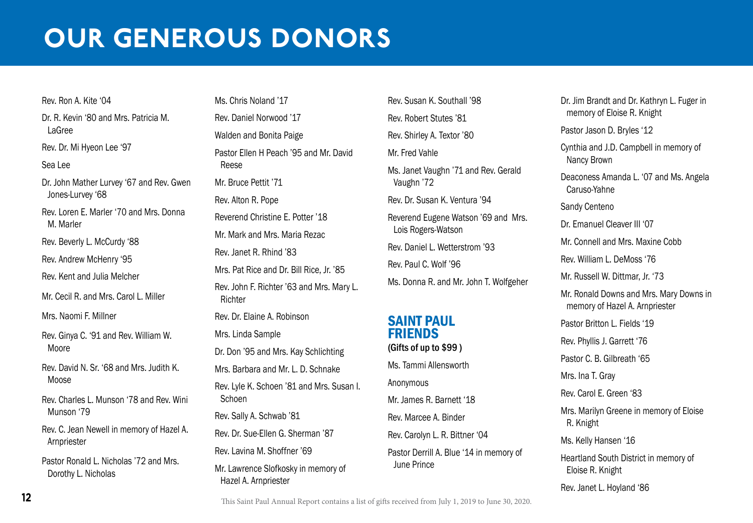# OUR GENEROUS DONORS

Rev. Ron A. Kite '04

Dr. R. Kevin '80 and Mrs. Patricia M. LaGree

Rev. Dr. Mi Hyeon Lee '97

Sea Lee

Dr. John Mather Lurvey '67 and Rev. Gwen Jones-Lurvey '68

Rev. Loren E. Marler '70 and Mrs. Donna M. Marler

Rev. Beverly L. McCurdy '88

Rev. Andrew McHenry '95

Rev. Kent and Julia Melcher

Mr. Cecil R. and Mrs. Carol L. Miller

Mrs. Naomi F. Millner

Rev. Ginya C. '91 and Rev. William W. Moore

Rev. David N. Sr. '68 and Mrs. Judith K. Moose

Rev. Charles L. Munson '78 and Rev. Wini Munson '79

Rev. C. Jean Newell in memory of Hazel A. Arnpriester

Pastor Ronald L. Nicholas '72 and Mrs. Dorothy L. Nicholas

Ms. Chris Noland '17

Rev. Daniel Norwood '17

Walden and Bonita Paige

Pastor Ellen H Peach '95 and Mr. David Reese

Mr. Bruce Pettit '71

Rev. Alton R. Pope

Reverend Christine E. Potter '18

Mr. Mark and Mrs. Maria Rezac

Rev. Janet R. Rhind '83

Mrs. Pat Rice and Dr. Bill Rice, Jr. '85

Rev. John F. Richter '63 and Mrs. Mary L. Richter

Rev. Dr. Elaine A. Robinson

Mrs. Linda Sample

Dr. Don '95 and Mrs. Kay Schlichting

Mrs. Barbara and Mr. L. D. Schnake

Rev. Lyle K. Schoen '81 and Mrs. Susan I. Schoen

Rev. Sally A. Schwab '81

Rev. Dr. Sue-Ellen G. Sherman '87

Rev. Lavina M. Shoffner '69

Mr. Lawrence Slofkosky in memory of Hazel A. Arnpriester

Rev. Susan K. Southall '98

Rev. Robert Stutes '81

Rev. Shirley A. Textor '80

Mr. Fred Vahle

Ms. Janet Vaughn '71 and Rev. Gerald Vaughn '72

Rev. Dr. Susan K. Ventura '94

Reverend Eugene Watson '69 and Mrs. Lois Rogers-Watson

Rev. Daniel L. Wetterstrom '93

Rev. Paul C. Wolf '96

Ms. Donna R. and Mr. John T. Wolfgeher

## SAINT PAUL FRIENDS

**(Gifts of up to $99 )**

Ms. Tammi Allensworth

Anonymous

Mr. James R. Barnett '18

Rev. Marcee A. Binder

Rev. Carolyn L. R. Bittner '04

Pastor Derrill A. Blue '14 in memory of June Prince

Dr. Jim Brandt and Dr. Kathryn L. Fuger in memory of Eloise R. Knight

Pastor Jason D. Bryles '12

Cynthia and J.D. Campbell in memory of Nancy Brown

Deaconess Amanda L. '07 and Ms. Angela Caruso-Yahne

Sandy Centeno

Dr. Emanuel Cleaver III '07

Mr. Connell and Mrs. Maxine Cobb

Rev. William L. DeMoss '76

Mr. Russell W. Dittmar, Jr. '73

Mr. Ronald Downs and Mrs. Mary Downs in memory of Hazel A. Arnpriester

Pastor Britton L. Fields '19

Rev. Phyllis J. Garrett '76

Pastor C. B. Gilbreath '65

Mrs. Ina T. Gray

Rev. Carol E. Green '83

Mrs. Marilyn Greene in memory of Eloise R. Knight

Ms. Kelly Hansen '16

Heartland South District in memory of Eloise R. Knight

Rev. Janet L. Hoyland '86

This Saint Paul Annual Report contains a list of gifts received from July 1, 2019 to June 30, 2020.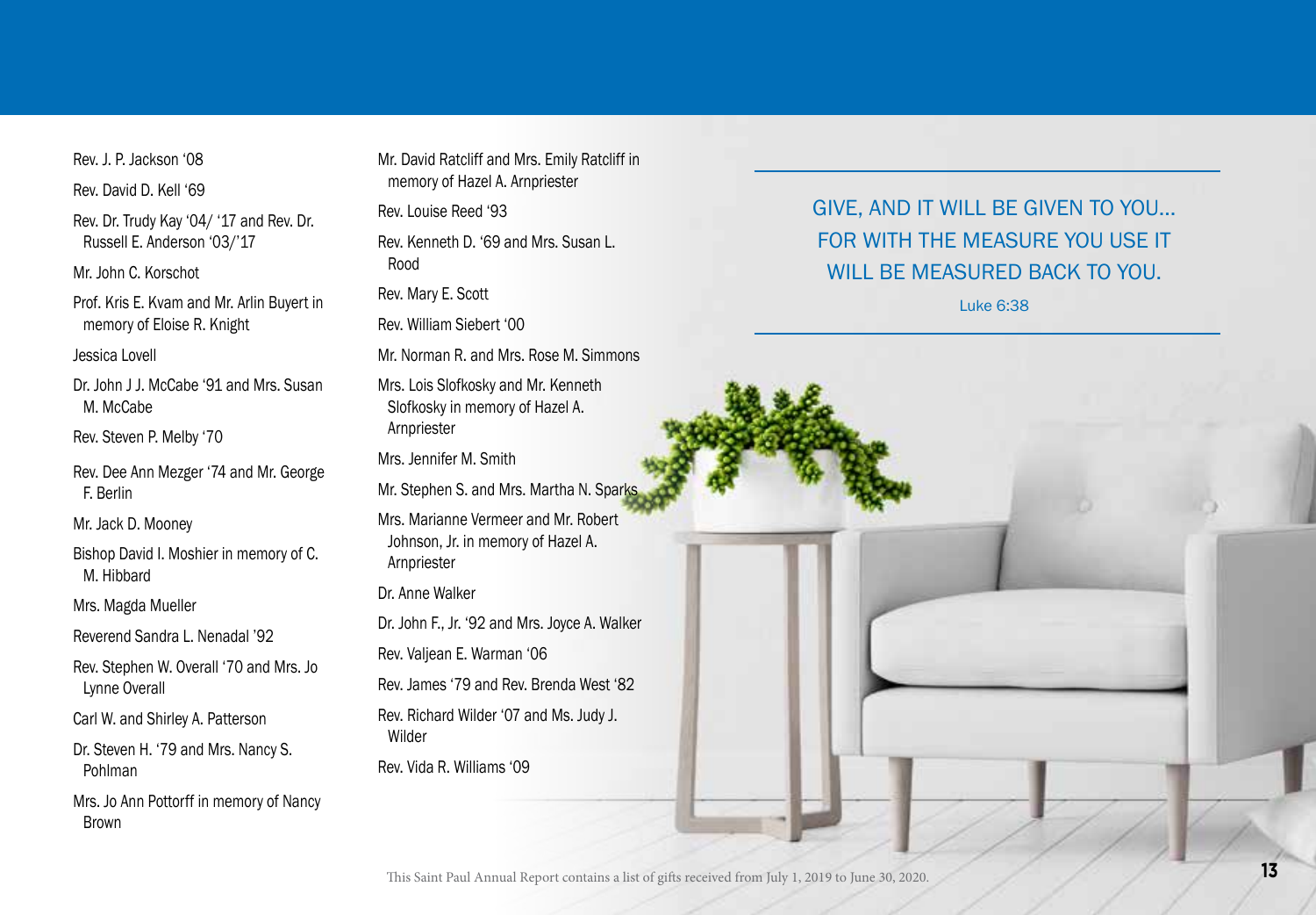Rev. J. P. Jackson '08

Rev. David D. Kell '69

Rev. Dr. Trudy Kay '04/ '17 and Rev. Dr. Russell E. Anderson '03/'17

Mr. John C. Korschot

Prof. Kris E. Kvam and Mr. Arlin Buyert in memory of Eloise R. Knight

Jessica Lovell

Dr. John J J. McCabe '91 and Mrs. Susan M. McCabe

Rev. Steven P. Melby '70

Rev. Dee Ann Mezger '74 and Mr. George F. Berlin

Mr. Jack D. Mooney

Bishop David I. Moshier in memory of C. M. Hibbard

Mrs. Magda Mueller

Reverend Sandra L. Nenadal '92

Rev. Stephen W. Overall '70 and Mrs. Jo Lynne Overall

Carl W. and Shirley A. Patterson

Dr. Steven H. '79 and Mrs. Nancy S. Pohlman

Mrs. Jo Ann Pottorff in memory of Nancy Brown

Mr. David Ratcliff and Mrs. Emily Ratcliff in memory of Hazel A. Arnpriester

Rev. Louise Reed '93

Rev. Kenneth D. '69 and Mrs. Susan L. Rood

Rev. Mary E. Scott

Rev. William Siebert '00

Mr. Norman R. and Mrs. Rose M. Simmons

Mrs. Lois Slofkosky and Mr. Kenneth Slofkosky in memory of Hazel A. Arnpriester

Mrs. Jennifer M. Smith

Mr. Stephen S. and Mrs. Martha N. Sparks

Mrs. Marianne Vermeer and Mr. Robert Johnson, Jr. in memory of Hazel A. Arnpriester

Dr. Anne Walker

Dr. John F., Jr. '92 and Mrs. Joyce A. Walker

Rev. Valjean E. Warman '06

Rev. James '79 and Rev. Brenda West '82

Rev. Richard Wilder '07 and Ms. Judy J. Wilder

Rev. Vida R. Williams '09

GIVE, AND IT WILL BE GIVEN TO YOU... FOR WITH THE MEASURE YOU USE IT WILL BE MEASURED BACK TO YOU.

Luke 6:38

This Saint Paul Annual Report contains a list of gifts received from July 1, 2019 to June 30, 2020.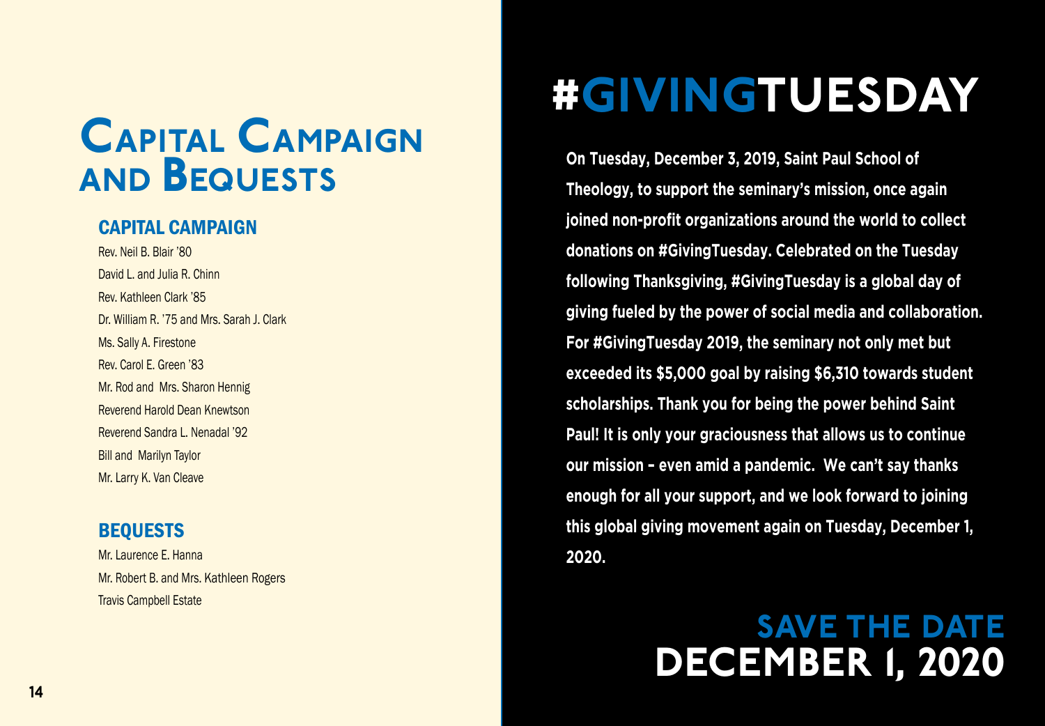# Capital Campaign and Bequests

## CAPITAL CAMPAIGN

Rev. Neil B. Blair '80
David L. and Julia R. Chinn
Rev. Kathleen Clark '85
Dr. William R. '75 and Mrs. Sarah J. Clark
Ms. Sally A. Firestone
Rev. Carol E. Green '83
Mr. Rod and Mrs. Sharon Hennig
Reverend Harold Dean Knewtson
Reverend Sandra L. Nenadal '92
Bill and Marilyn Taylor
Mr. Larry K. Van Cleave

## BEQUESTS

Mr. Laurence E. Hanna
Mr. Robert B. and Mrs. Kathleen Rogers
Travis Campbell Estate

# #GIVINGTUESDAY

**On Tuesday, December 3, 2019, Saint Paul School of Theology, to support the seminary's mission, once again joined non-profit organizations around the world to collect donations on #GivingTuesday. Celebrated on the Tuesday following Thanksgiving, #GivingTuesday is a global day of giving fueled by the power of social media and collaboration. For #GivingTuesday 2019, the seminary not only met but exceeded its $5,000 goal by raising $6,310 towards student scholarships. Thank you for being the power behind Saint Paul! It is only your graciousness that allows us to continue our mission – even amid a pandemic. We can't say thanks enough for all your support, and we look forward to joining this global giving movement again on Tuesday, December 1, 2020.**

## SAVE THE DATE
## DECEMBER 1, 2020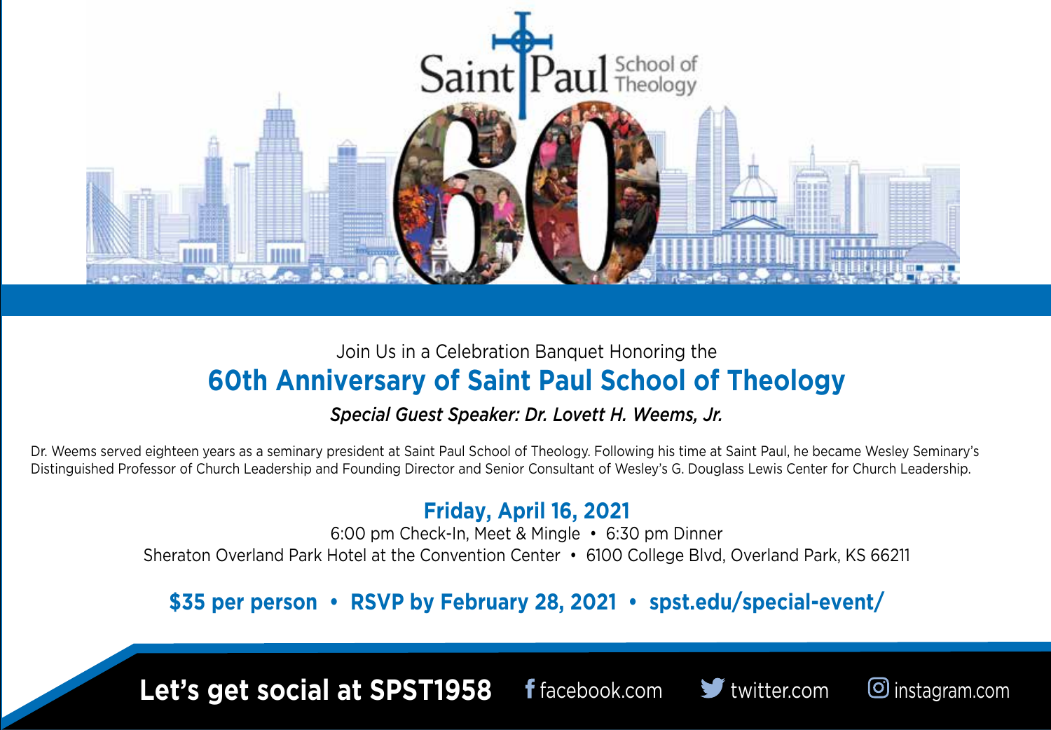Saint Paul School of Theology

60

Join Us in a Celebration Banquet Honoring the

# 60th Anniversary of Saint Paul School of Theology

***Special Guest Speaker: Dr. Lovett H. Weems, Jr.***

Dr. Weems served eighteen years as a seminary president at Saint Paul School of Theology. Following his time at Saint Paul, he became Wesley Seminary's Distinguished Professor of Church Leadership and Founding Director and Senior Consultant of Wesley's G. Douglass Lewis Center for Church Leadership.

## Friday, April 16, 2021

6:00 pm Check-In, Meet & Mingle • 6:30 pm Dinner

Sheraton Overland Park Hotel at the Convention Center • 6100 College Blvd, Overland Park, KS 66211

**$35 per person • RSVP by February 28, 2021 • spst.edu/special-event/**

**Let's get social at SPST1958** facebook.com twitter.com instagram.com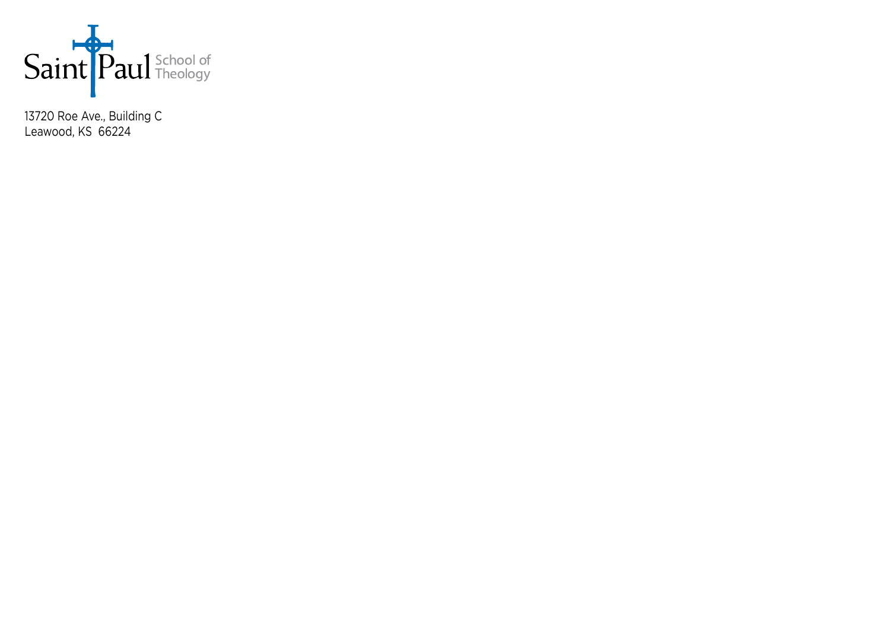Saint Paul School of Theology

13720 Roe Ave., Building C
Leawood, KS 66224